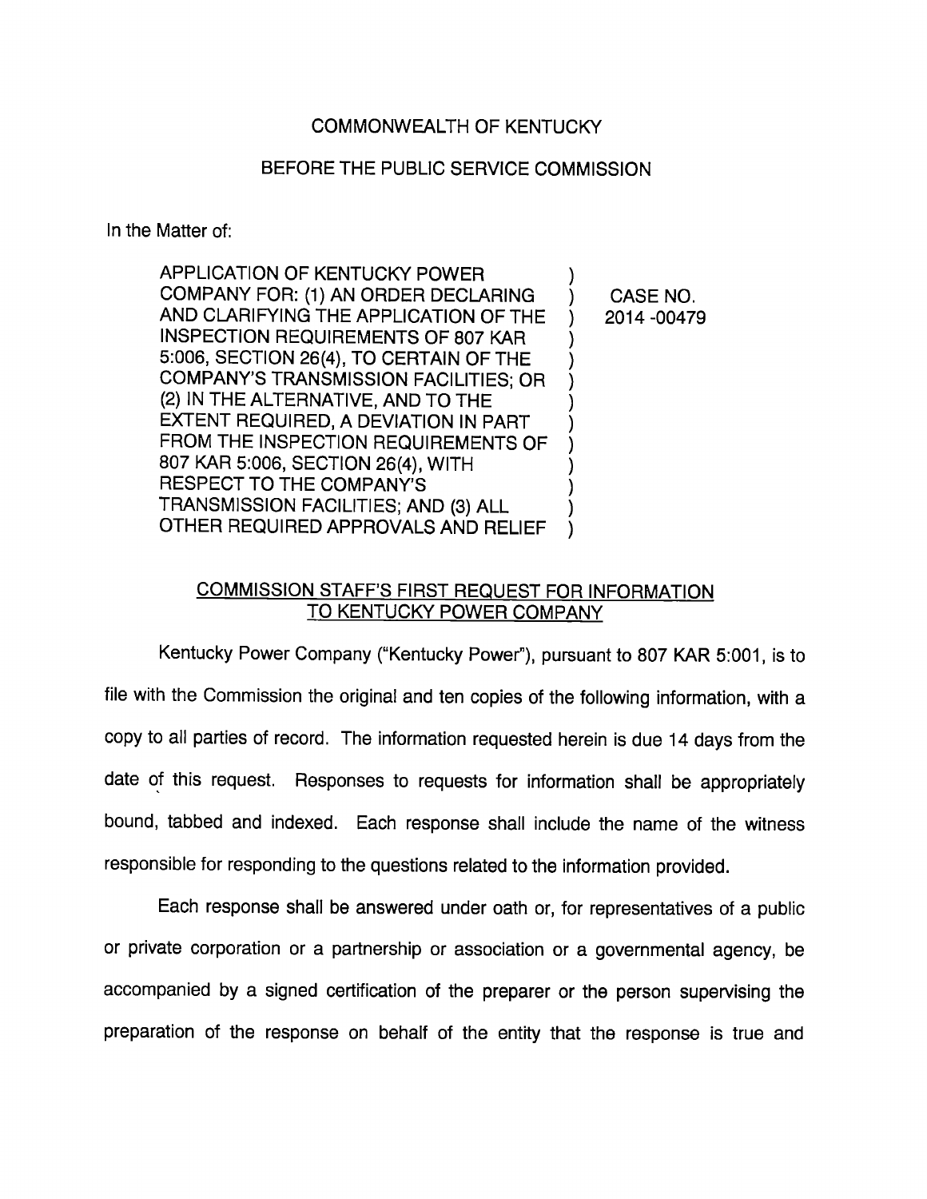COMMONWEALTH OF KENTUCKY

BEFORE THE PUBLIC SERVICE COMMISSION

In the Matter of:

| | | |
|---|---|---|
| APPLICATION OF KENTUCKY POWER COMPANY FOR: (1) AN ORDER DECLARING AND CLARIFYING THE APPLICATION OF THE INSPECTION REQUIREMENTS OF 807 KAR 5:006, SECTION 26(4), TO CERTAIN OF THE COMPANY'S TRANSMISSION FACILITIES; OR (2) IN THE ALTERNATIVE, AND TO THE EXTENT REQUIRED, A DEVIATION IN PART FROM THE INSPECTION REQUIREMENTS OF 807 KAR 5:006, SECTION 26(4), WITH RESPECT TO THE COMPANY'S TRANSMISSION FACILITIES; AND (3) ALL OTHER REQUIRED APPROVALS AND RELIEF | ) | CASE NO. 2014-00479 |

COMMISSION STAFF'S FIRST REQUEST FOR INFORMATION TO KENTUCKY POWER COMPANY

Kentucky Power Company ("Kentucky Power"), pursuant to 807 KAR 5:001, is to file with the Commission the original and ten copies of the following information, with a copy to all parties of record. The information requested herein is due 14 days from the date of this request. Responses to requests for information shall be appropriately bound, tabbed and indexed. Each response shall include the name of the witness responsible for responding to the questions related to the information provided.

Each response shall be answered under oath or, for representatives of a public or private corporation or a partnership or association or a governmental agency, be accompanied by a signed certification of the preparer or the person supervising the preparation of the response on behalf of the entity that the response is true and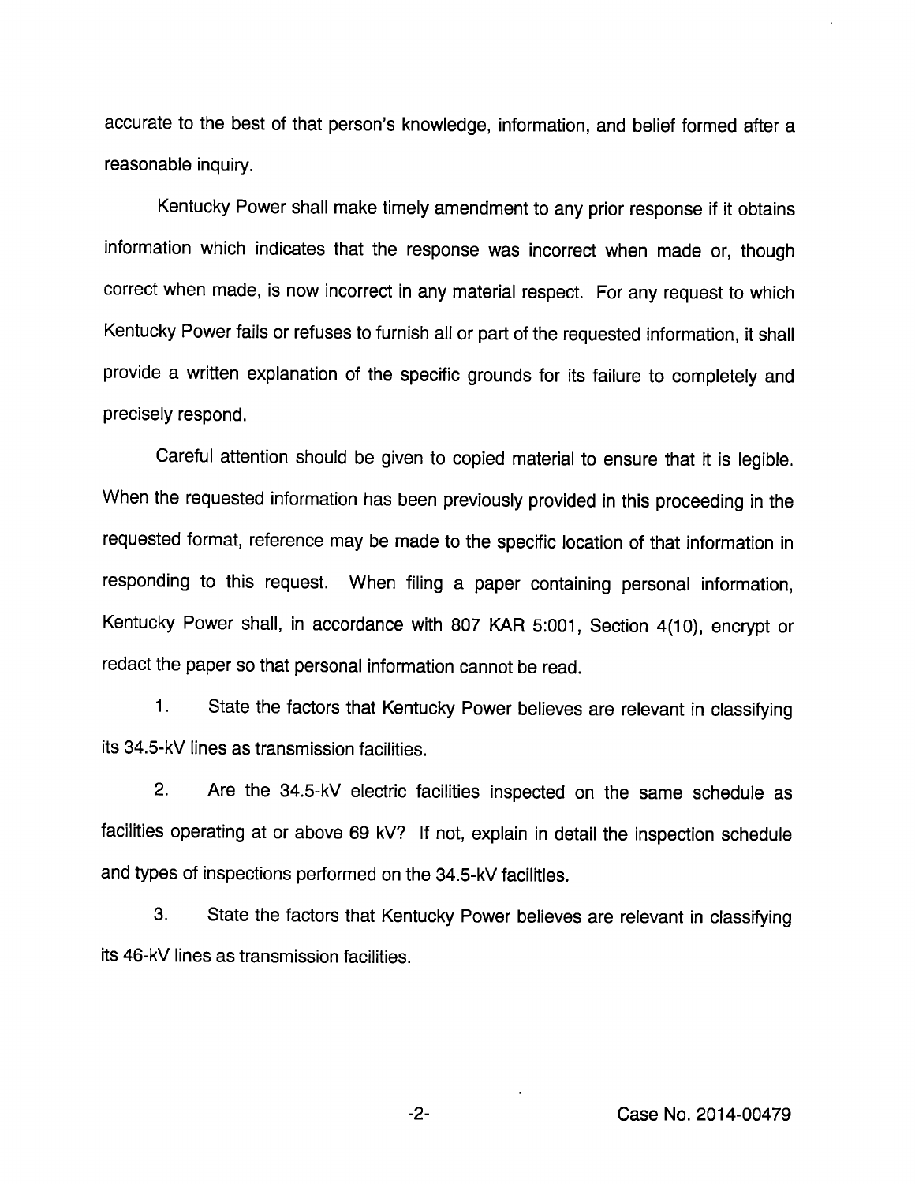accurate to the best of that person's knowledge, information, and belief formed after a reasonable inquiry.

Kentucky Power shall make timely amendment to any prior response if it obtains information which indicates that the response was incorrect when made or, though correct when made, is now incorrect in any material respect. For any request to which Kentucky Power fails or refuses to furnish all or part of the requested information, it shall provide a written explanation of the specific grounds for its failure to completely and precisely respond.

Careful attention should be given to copied material to ensure that it is legible. When the requested information has been previously provided in this proceeding in the requested format, reference may be made to the specific location of that information in responding to this request. When filing a paper containing personal information, Kentucky Power shall, in accordance with 807 KAR 5:001, Section 4(10), encrypt or redact the paper so that personal information cannot be read.

1. State the factors that Kentucky Power believes are relevant in classifying its 34.5-kV lines as transmission facilities.

2. Are the 34.5-kV electric facilities inspected on the same schedule as facilities operating at or above 69 kV? If not, explain in detail the inspection schedule and types of inspections performed on the 34.5-kV facilities.

3. State the factors that Kentucky Power believes are relevant in classifying its 46-kV lines as transmission facilities.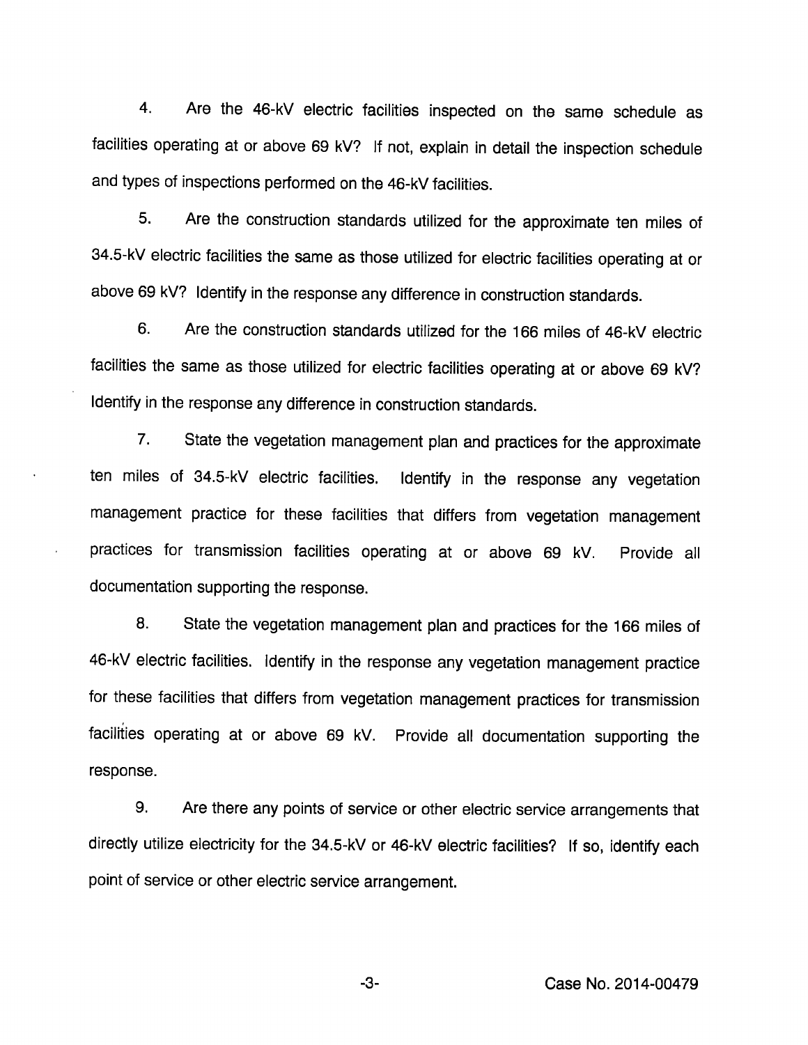4. Are the 46-kV electric facilities inspected on the same schedule as facilities operating at or above 69 kV? If not, explain in detail the inspection schedule and types of inspections performed on the 46-kV facilities.

5. Are the construction standards utilized for the approximate ten miles of 34.5-kV electric facilities the same as those utilized for electric facilities operating at or above 69 kV? Identify in the response any difference in construction standards.

6. Are the construction standards utilized for the 166 miles of 46-kV electric facilities the same as those utilized for electric facilities operating at or above 69 kV? Identify in the response any difference in construction standards.

7. State the vegetation management plan and practices for the approximate ten miles of 34.5-kV electric facilities. Identify in the response any vegetation management practice for these facilities that differs from vegetation management practices for transmission facilities operating at or above 69 kV. Provide all documentation supporting the response.

8. State the vegetation management plan and practices for the 166 miles of 46-kV electric facilities. Identify in the response any vegetation management practice for these facilities that differs from vegetation management practices for transmission facilities operating at or above 69 kV. Provide all documentation supporting the response.

9. Are there any points of service or other electric service arrangements that directly utilize electricity for the 34.5-kV or 46-kV electric facilities? If so, identify each point of service or other electric service arrangement.

Case No. 2014-00479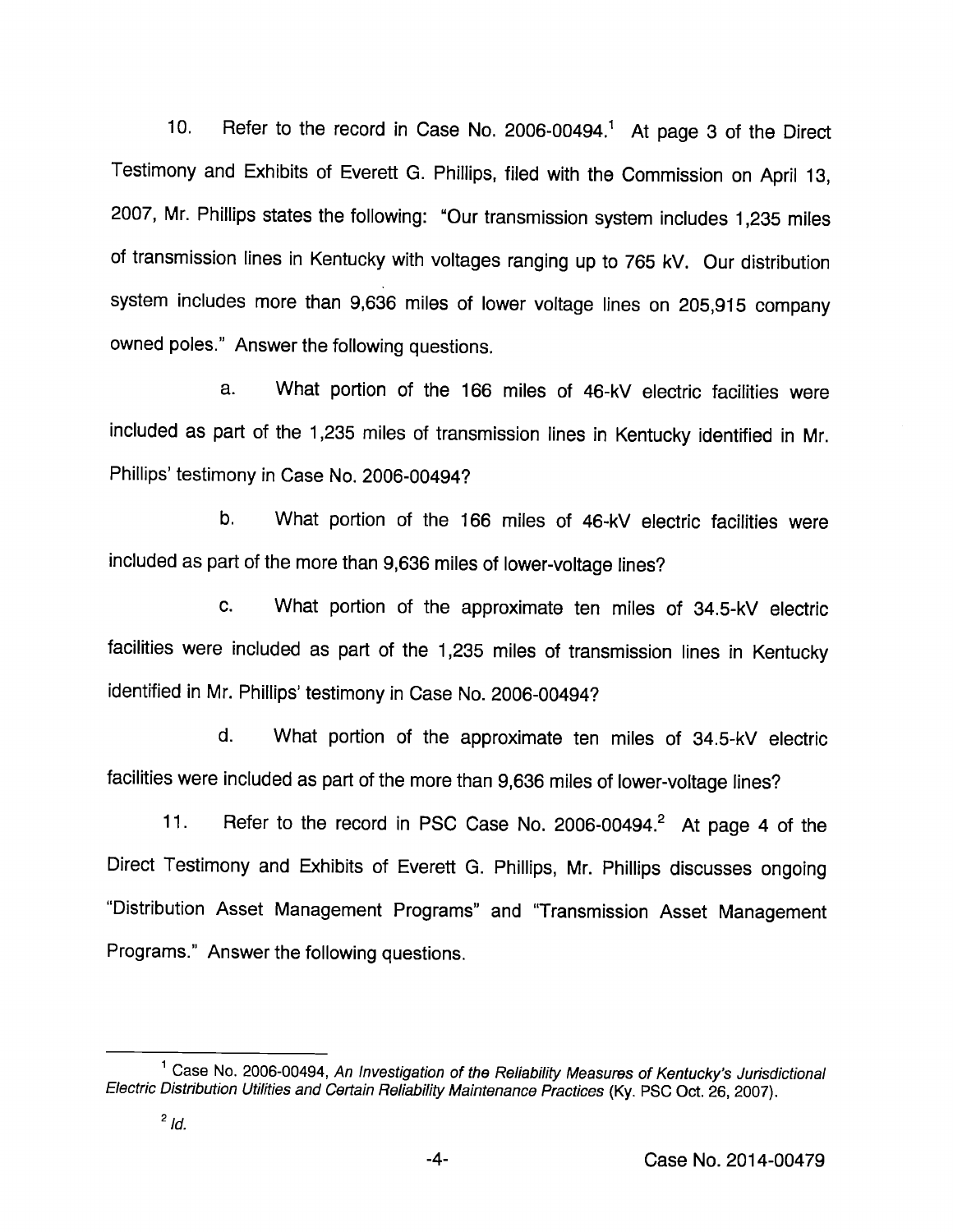10. Refer to the record in Case No. 2006-00494.[1] At page 3 of the Direct Testimony and Exhibits of Everett G. Phillips, filed with the Commission on April 13, 2007, Mr. Phillips states the following: "Our transmission system includes 1,235 miles of transmission lines in Kentucky with voltages ranging up to 765 kV. Our distribution system includes more than 9,636 miles of lower voltage lines on 205,915 company owned poles." Answer the following questions.

a. What portion of the 166 miles of 46-kV electric facilities were included as part of the 1,235 miles of transmission lines in Kentucky identified in Mr. Phillips' testimony in Case No. 2006-00494?

b. What portion of the 166 miles of 46-kV electric facilities were included as part of the more than 9,636 miles of lower-voltage lines?

c. What portion of the approximate ten miles of 34.5-kV electric facilities were included as part of the 1,235 miles of transmission lines in Kentucky identified in Mr. Phillips' testimony in Case No. 2006-00494?

d. What portion of the approximate ten miles of 34.5-kV electric facilities were included as part of the more than 9,636 miles of lower-voltage lines?

11. Refer to the record in PSC Case No. 2006-00494.[2] At page 4 of the Direct Testimony and Exhibits of Everett G. Phillips, Mr. Phillips discusses ongoing "Distribution Asset Management Programs" and "Transmission Asset Management Programs." Answer the following questions.

---

[1] Case No. 2006-00494, *An Investigation of the Reliability Measures of Kentucky's Jurisdictional Electric Distribution Utilities and Certain Reliability Maintenance Practices* (Ky. PSC Oct. 26, 2007).

[2] *Id.*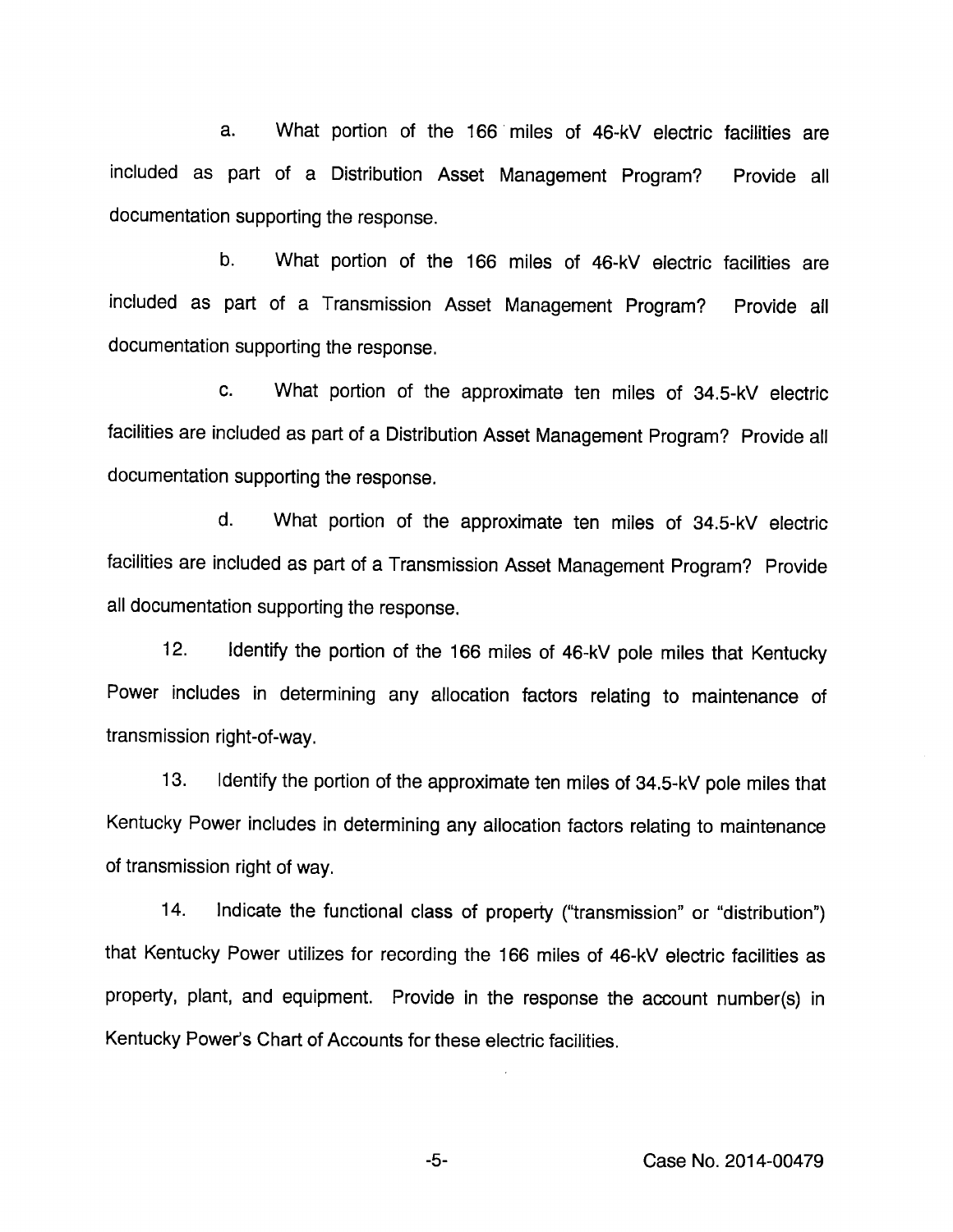a. What portion of the 166 miles of 46-kV electric facilities are included as part of a Distribution Asset Management Program? Provide all documentation supporting the response.

b. What portion of the 166 miles of 46-kV electric facilities are included as part of a Transmission Asset Management Program? Provide all documentation supporting the response.

c. What portion of the approximate ten miles of 34.5-kV electric facilities are included as part of a Distribution Asset Management Program? Provide all documentation supporting the response.

d. What portion of the approximate ten miles of 34.5-kV electric facilities are included as part of a Transmission Asset Management Program? Provide all documentation supporting the response.

12. Identify the portion of the 166 miles of 46-kV pole miles that Kentucky Power includes in determining any allocation factors relating to maintenance of transmission right-of-way.

13. Identify the portion of the approximate ten miles of 34.5-kV pole miles that Kentucky Power includes in determining any allocation factors relating to maintenance of transmission right of way.

14. Indicate the functional class of property ("transmission" or "distribution") that Kentucky Power utilizes for recording the 166 miles of 46-kV electric facilities as property, plant, and equipment. Provide in the response the account number(s) in Kentucky Power's Chart of Accounts for these electric facilities.

Case No. 2014-00479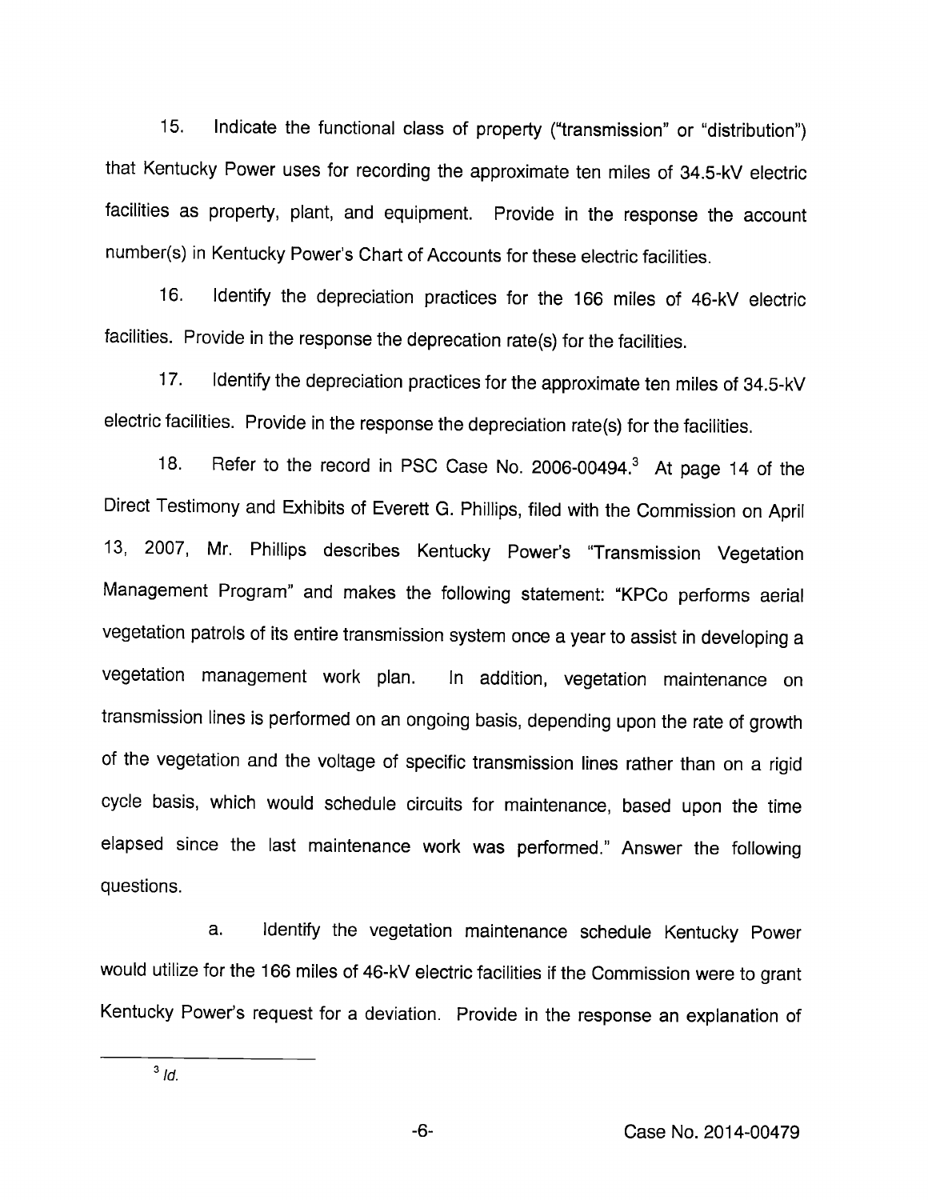15. Indicate the functional class of property ("transmission" or "distribution") that Kentucky Power uses for recording the approximate ten miles of 34.5-kV electric facilities as property, plant, and equipment. Provide in the response the account number(s) in Kentucky Power's Chart of Accounts for these electric facilities.

16. Identify the depreciation practices for the 166 miles of 46-kV electric facilities. Provide in the response the deprecation rate(s) for the facilities.

17. Identify the depreciation practices for the approximate ten miles of 34.5-kV electric facilities. Provide in the response the depreciation rate(s) for the facilities.

18. Refer to the record in PSC Case No. 2006-00494.[3] At page 14 of the Direct Testimony and Exhibits of Everett G. Phillips, filed with the Commission on April 13, 2007, Mr. Phillips describes Kentucky Power's "Transmission Vegetation Management Program" and makes the following statement: "KPCo performs aerial vegetation patrols of its entire transmission system once a year to assist in developing a vegetation management work plan. In addition, vegetation maintenance on transmission lines is performed on an ongoing basis, depending upon the rate of growth of the vegetation and the voltage of specific transmission lines rather than on a rigid cycle basis, which would schedule circuits for maintenance, based upon the time elapsed since the last maintenance work was performed." Answer the following questions.

a. Identify the vegetation maintenance schedule Kentucky Power would utilize for the 166 miles of 46-kV electric facilities if the Commission were to grant Kentucky Power's request for a deviation. Provide in the response an explanation of

[3] *Id.*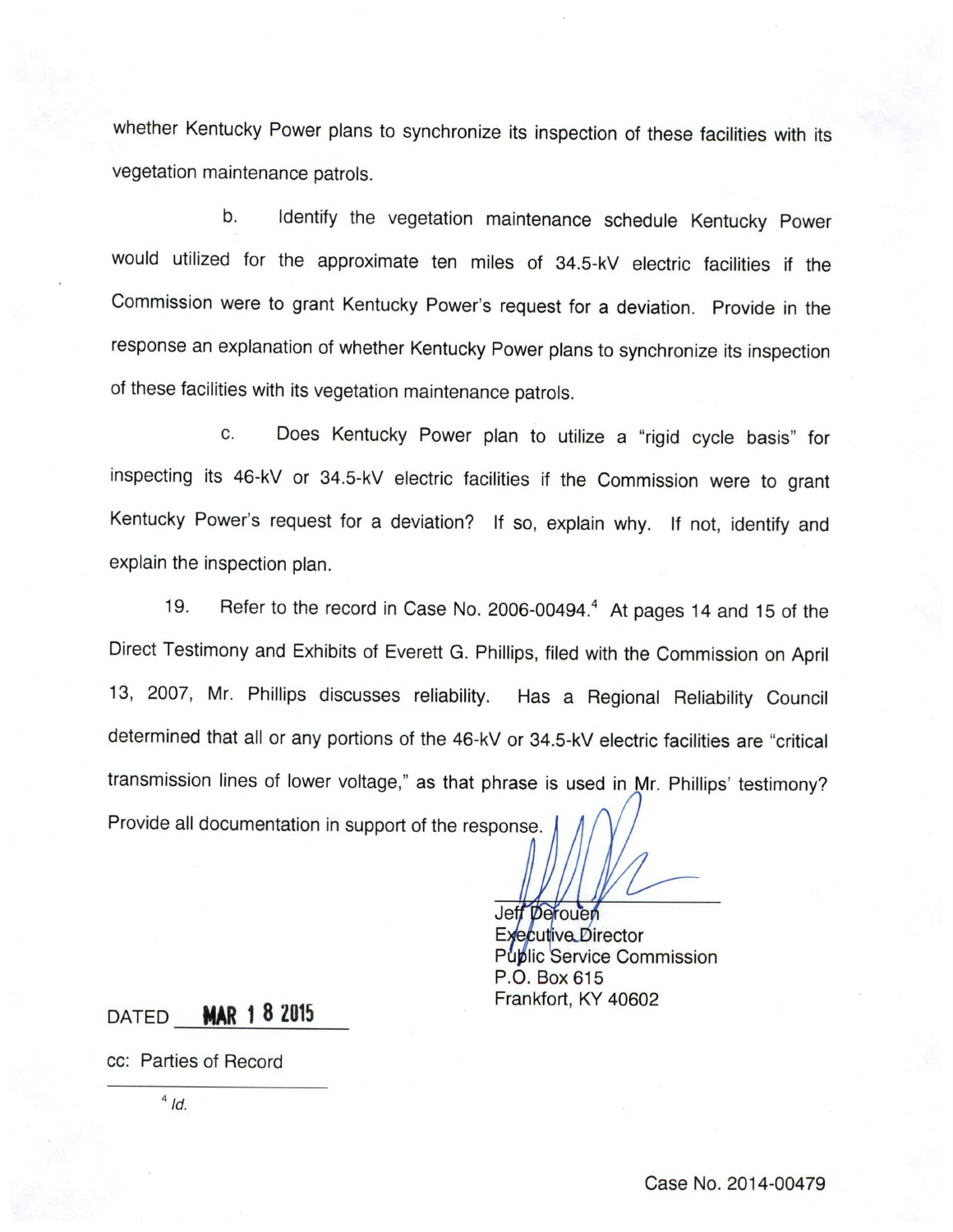whether Kentucky Power plans to synchronize its inspection of these facilities with its vegetation maintenance patrols.

b. Identify the vegetation maintenance schedule Kentucky Power would utilized for the approximate ten miles of 34.5-kV electric facilities if the Commission were to grant Kentucky Power's request for a deviation. Provide in the response an explanation of whether Kentucky Power plans to synchronize its inspection of these facilities with its vegetation maintenance patrols.

c. Does Kentucky Power plan to utilize a "rigid cycle basis" for inspecting its 46-kV or 34.5-kV electric facilities if the Commission were to grant Kentucky Power's request for a deviation? If so, explain why. If not, identify and explain the inspection plan.

19. Refer to the record in Case No. 2006-00494.[4] At pages 14 and 15 of the Direct Testimony and Exhibits of Everett G. Phillips, filed with the Commission on April 13, 2007, Mr. Phillips discusses reliability. Has a Regional Reliability Council determined that all or any portions of the 46-kV or 34.5-kV electric facilities are "critical transmission lines of lower voltage," as that phrase is used in Mr. Phillips' testimony? Provide all documentation in support of the response.

Jeff Derouen
Executive Director
Public Service Commission
P.O. Box 615
Frankfort, KY 40602

DATED **MAR 18 2015**

cc: Parties of Record

[4] *Id.*

Case No. 2014-00479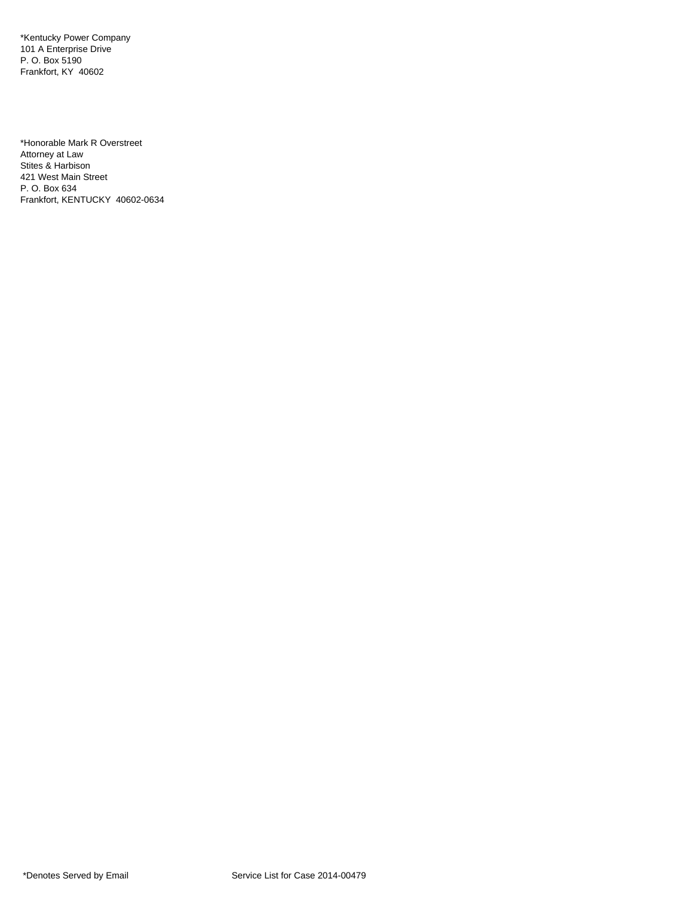*Kentucky Power Company
101 A Enterprise Drive
P. O. Box 5190
Frankfort, KY  40602

*Honorable Mark R Overstreet
Attorney at Law
Stites & Harbison
421 West Main Street
P. O. Box 634
Frankfort, KENTUCKY  40602-0634